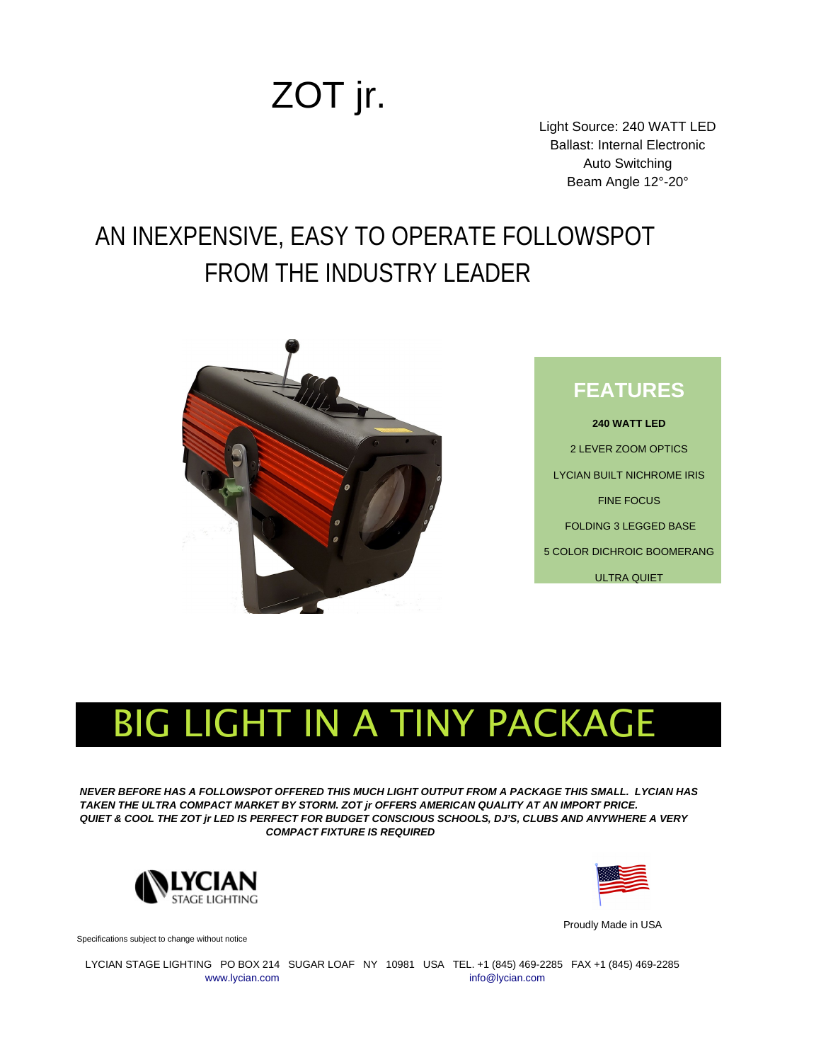# ZOT jr.

Light Source: 240 WATT LED
Ballast: Internal Electronic
Auto Switching
Beam Angle 12°-20°

## AN INEXPENSIVE, EASY TO OPERATE FOLLOWSPOT FROM THE INDUSTRY LEADER

### FEATURES

**240 WATT LED**

2 LEVER ZOOM OPTICS

LYCIAN BUILT NICHROME IRIS

FINE FOCUS

FOLDING 3 LEGGED BASE

5 COLOR DICHROIC BOOMERANG

ULTRA QUIET

## BIG LIGHT IN A TINY PACKAGE

***NEVER BEFORE HAS A FOLLOWSPOT OFFERED THIS MUCH LIGHT OUTPUT FROM A PACKAGE THIS SMALL. LYCIAN HAS TAKEN THE ULTRA COMPACT MARKET BY STORM. ZOT jr OFFERS AMERICAN QUALITY AT AN IMPORT PRICE. QUIET & COOL THE ZOT jr LED IS PERFECT FOR BUDGET CONSCIOUS SCHOOLS, DJ'S, CLUBS AND ANYWHERE A VERY COMPACT FIXTURE IS REQUIRED***

LYCIAN STAGE LIGHTING

Proudly Made in USA

Specifications subject to change without notice

LYCIAN STAGE LIGHTING PO BOX 214 SUGAR LOAF NY 10981 USA TEL. +1 (845) 469-2285 FAX +1 (845) 469-2285
www.lycian.com info@lycian.com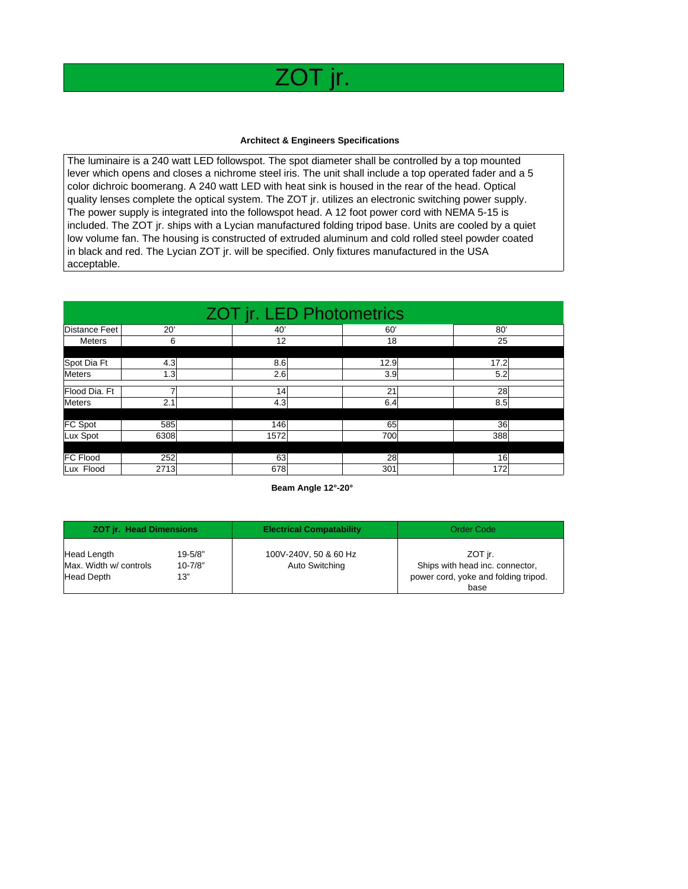# ZOT jr.

**Architect & Engineers Specifications**

The luminaire is a 240 watt LED followspot. The spot diameter shall be controlled by a top mounted lever which opens and closes a nichrome steel iris. The unit shall include a top operated fader and a 5 color dichroic boomerang. A 240 watt LED with heat sink is housed in the rear of the head. Optical quality lenses complete the optical system. The ZOT jr. utilizes an electronic switching power supply. The power supply is integrated into the followspot head. A 12 foot power cord with NEMA 5-15 is included. The ZOT jr. ships with a Lycian manufactured folding tripod base. Units are cooled by a quiet low volume fan. The housing is constructed of extruded aluminum and cold rolled steel powder coated in black and red. The Lycian ZOT jr. will be specified. Only fixtures manufactured in the USA acceptable.

## ZOT jr. LED Photometrics

| Distance Feet | 20' | 40' | 60' | 80' |
|---|---|---|---|---|
| Meters | 6 | 12 | 18 | 25 |
| Spot Dia Ft | 4.3 | 8.6 | 12.9 | 17.2 |
| Meters | 1.3 | 2.6 | 3.9 | 5.2 |
| Flood Dia. Ft | 7 | 14 | 21 | 28 |
| Meters | 2.1 | 4.3 | 6.4 | 8.5 |
| FC Spot | 585 | 146 | 65 | 36 |
| Lux Spot | 6308 | 1572 | 700 | 388 |
| FC Flood | 252 | 63 | 28 | 16 |
| Lux Flood | 2713 | 678 | 301 | 172 |

**Beam Angle 12°-20°**

| **ZOT jr. Head Dimensions** | | **Electrical Compatability** | Order Code |
|---|---|---|---|
| Head Length<br>Max. Width w/ controls<br>Head Depth | 19-5/8"<br>10-7/8"<br>13" | 100V-240V, 50 & 60 Hz<br>Auto Switching | ZOT jr.<br>Ships with head inc. connector, power cord, yoke and folding tripod. base |